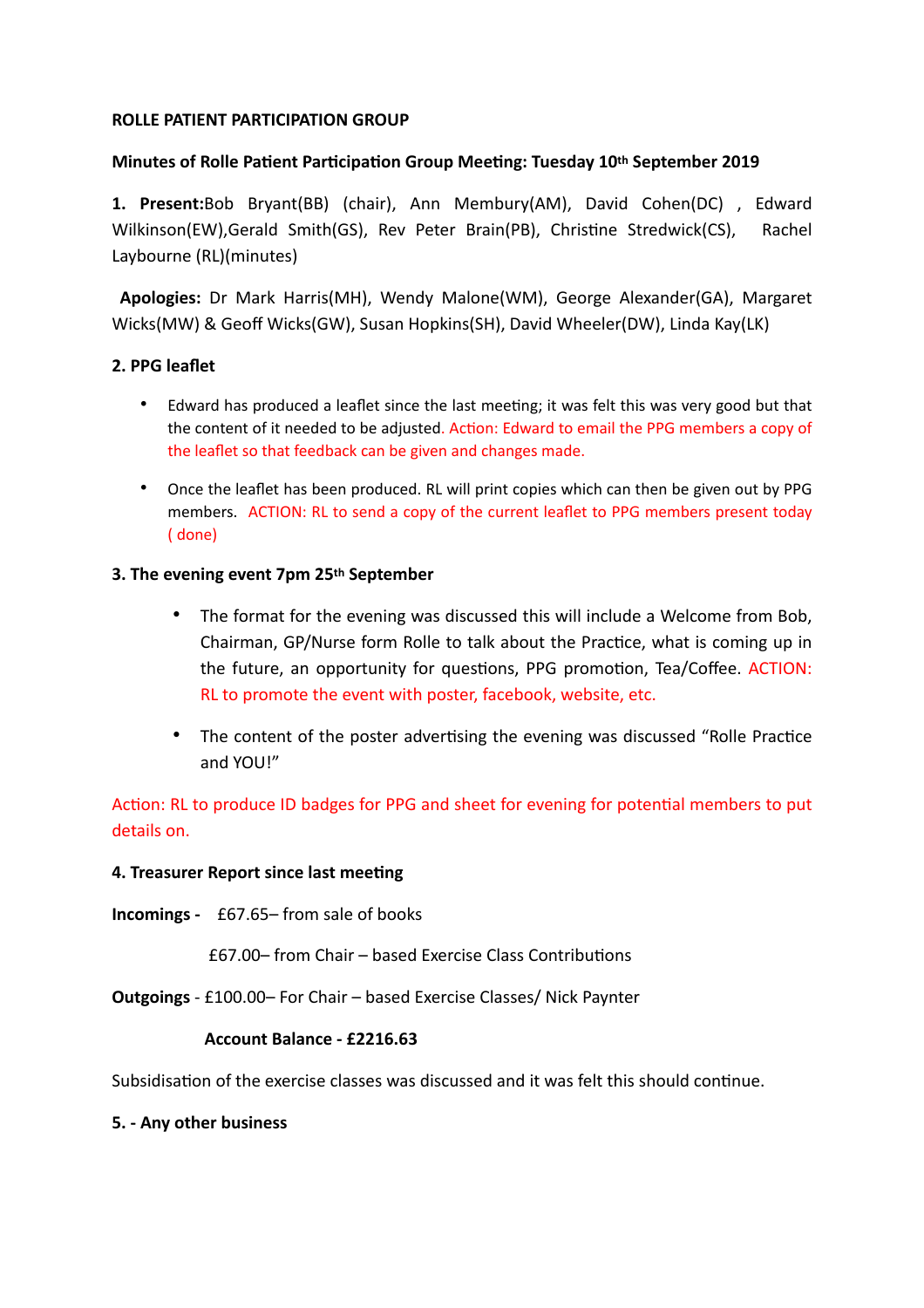**ROLLE PATIENT PARTICIPATION GROUP**

**Minutes of Rolle Patient Participation Group Meeting: Tuesday 10th September 2019**

**1. Present:** Bob Bryant(BB) (chair), Ann Membury(AM), David Cohen(DC) , Edward Wilkinson(EW),Gerald Smith(GS), Rev Peter Brain(PB), Christine Stredwick(CS), Rachel Laybourne (RL)(minutes)

**Apologies:** Dr Mark Harris(MH), Wendy Malone(WM), George Alexander(GA), Margaret Wicks(MW) & Geoff Wicks(GW), Susan Hopkins(SH), David Wheeler(DW), Linda Kay(LK)

**2. PPG leaflet**

- Edward has produced a leaflet since the last meeting; it was felt this was very good but that the content of it needed to be adjusted. Action: Edward to email the PPG members a copy of the leaflet so that feedback can be given and changes made.
- Once the leaflet has been produced. RL will print copies which can then be given out by PPG members. ACTION: RL to send a copy of the current leaflet to PPG members present today ( done)

**3. The evening event 7pm 25th September**

- The format for the evening was discussed this will include a Welcome from Bob, Chairman, GP/Nurse form Rolle to talk about the Practice, what is coming up in the future, an opportunity for questions, PPG promotion, Tea/Coffee. ACTION: RL to promote the event with poster, facebook, website, etc.
- The content of the poster advertising the evening was discussed "Rolle Practice and YOU!"

Action: RL to produce ID badges for PPG and sheet for evening for potential members to put details on.

**4. Treasurer Report since last meeting**

**Incomings -** £67.65– from sale of books

£67.00– from Chair – based Exercise Class Contributions

**Outgoings** - £100.00– For Chair – based Exercise Classes/ Nick Paynter

**Account Balance - £2216.63**

Subsidisation of the exercise classes was discussed and it was felt this should continue.

**5. - Any other business**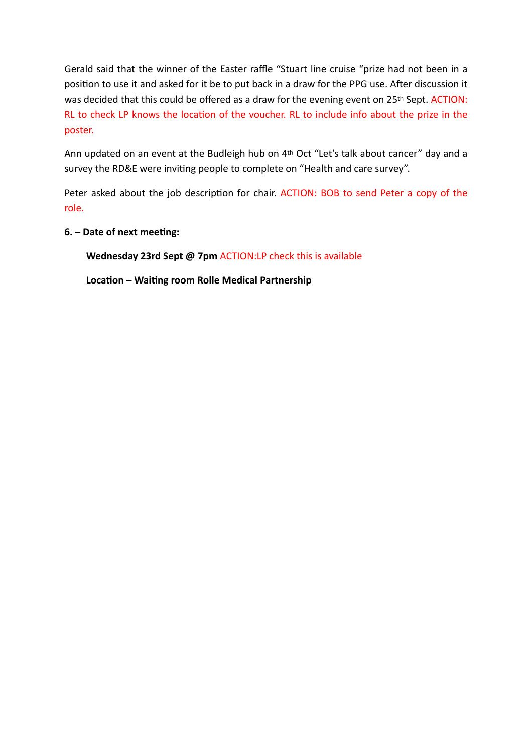Gerald said that the winner of the Easter raffle "Stuart line cruise "prize had not been in a position to use it and asked for it be to put back in a draw for the PPG use. After discussion it was decided that this could be offered as a draw for the evening event on 25th Sept. ACTION: RL to check LP knows the location of the voucher. RL to include info about the prize in the poster.

Ann updated on an event at the Budleigh hub on 4th Oct "Let's talk about cancer" day and a survey the RD&E were inviting people to complete on "Health and care survey".

Peter asked about the job description for chair. ACTION: BOB to send Peter a copy of the role.

**6. – Date of next meeting:**

**Wednesday 23rd Sept @ 7pm** ACTION:LP check this is available

**Location – Waiting room Rolle Medical Partnership**